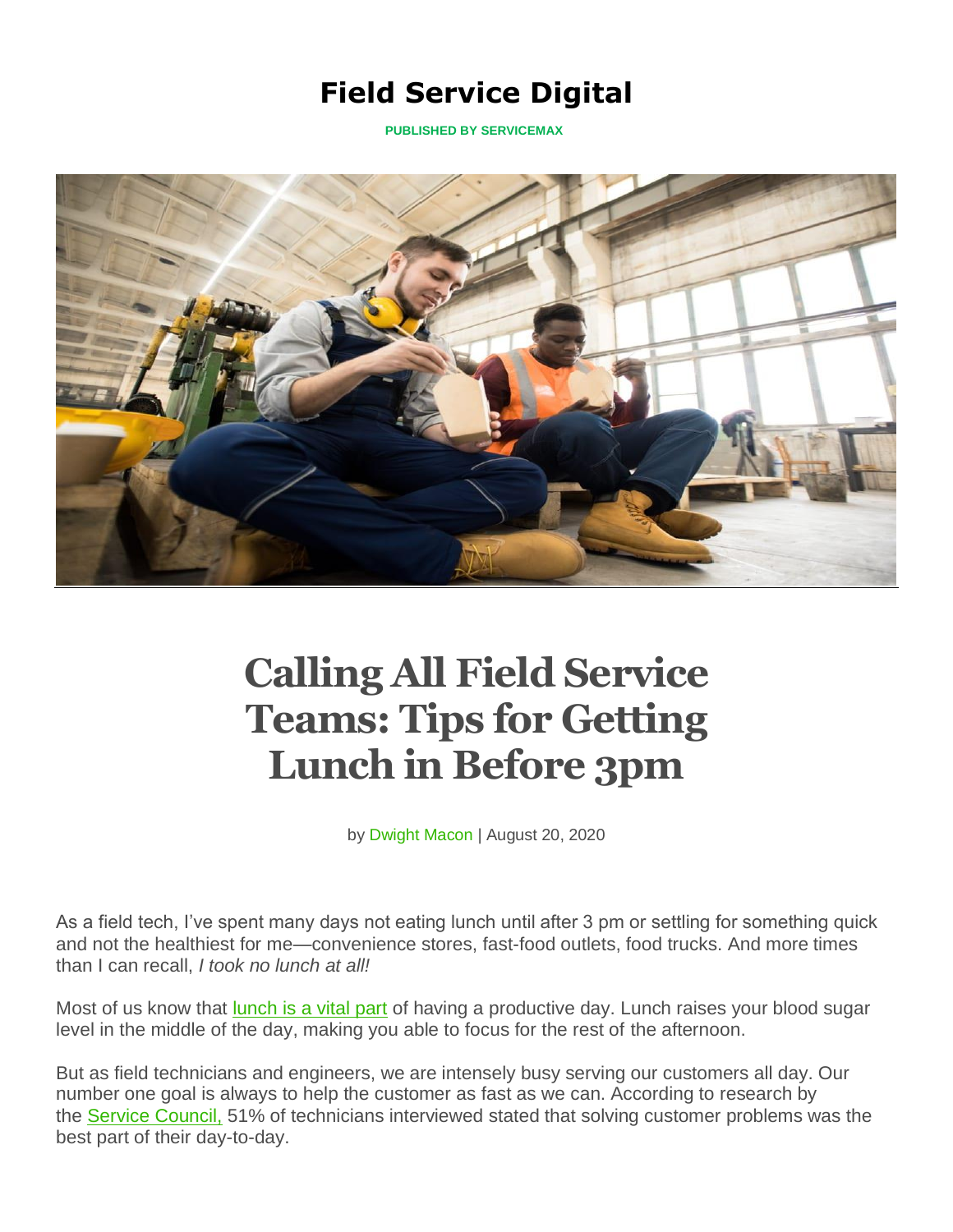# Field Service Digital

PUBLISHED BY SERVICEMAX

## Calling All Field Service Teams: Tips for Getting Lunch in Before 3pm

by Dwight Macon | August 20, 2020

As a field tech, I've spent many days not eating lunch until after 3 pm or settling for something quick and not the healthiest for me—convenience stores, fast-food outlets, food trucks. And more times than I can recall, *I took no lunch at all!*

Most of us know that lunch is a vital part of having a productive day. Lunch raises your blood sugar level in the middle of the day, making you able to focus for the rest of the afternoon.

But as field technicians and engineers, we are intensely busy serving our customers all day. Our number one goal is always to help the customer as fast as we can. According to research by the Service Council, 51% of technicians interviewed stated that solving customer problems was the best part of their day-to-day.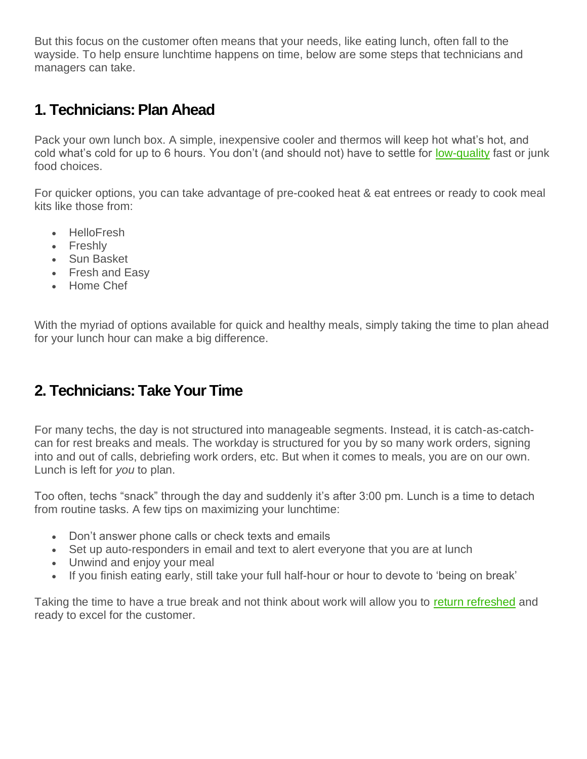But this focus on the customer often means that your needs, like eating lunch, often fall to the wayside. To help ensure lunchtime happens on time, below are some steps that technicians and managers can take.

## 1. Technicians: Plan Ahead

Pack your own lunch box. A simple, inexpensive cooler and thermos will keep hot what's hot, and cold what's cold for up to 6 hours. You don't (and should not) have to settle for low-quality fast or junk food choices.

For quicker options, you can take advantage of pre-cooked heat & eat entrees or ready to cook meal kits like those from:

- HelloFresh
- Freshly
- Sun Basket
- Fresh and Easy
- Home Chef

With the myriad of options available for quick and healthy meals, simply taking the time to plan ahead for your lunch hour can make a big difference.

## 2. Technicians: Take Your Time

For many techs, the day is not structured into manageable segments. Instead, it is catch-as-catch-can for rest breaks and meals. The workday is structured for you by so many work orders, signing into and out of calls, debriefing work orders, etc. But when it comes to meals, you are on our own. Lunch is left for *you* to plan.

Too often, techs "snack" through the day and suddenly it's after 3:00 pm. Lunch is a time to detach from routine tasks. A few tips on maximizing your lunchtime:

- Don't answer phone calls or check texts and emails
- Set up auto-responders in email and text to alert everyone that you are at lunch
- Unwind and enjoy your meal
- If you finish eating early, still take your full half-hour or hour to devote to 'being on break'

Taking the time to have a true break and not think about work will allow you to return refreshed and ready to excel for the customer.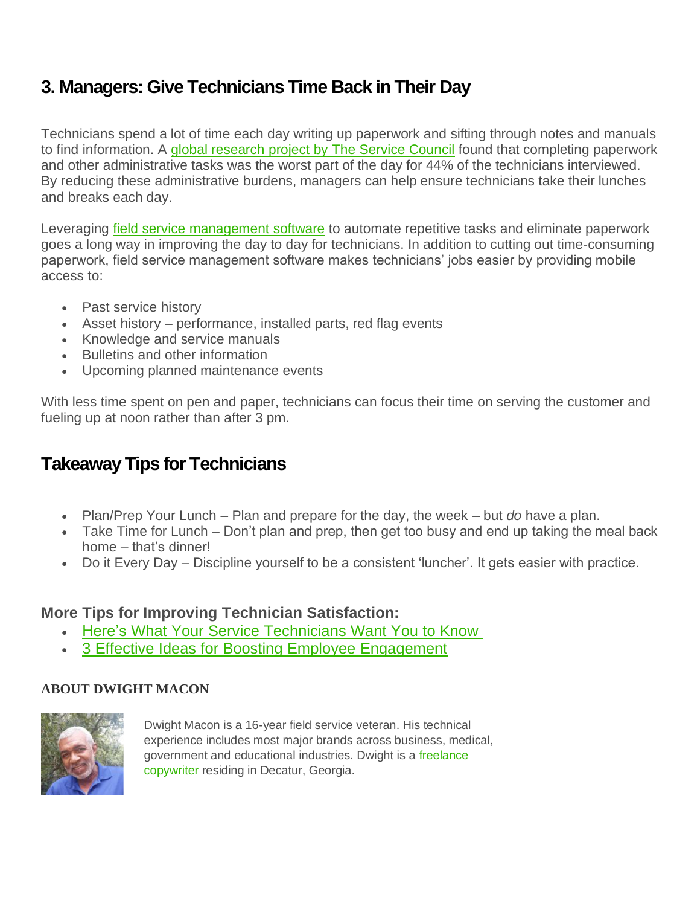## 3. Managers: Give Technicians Time Back in Their Day

Technicians spend a lot of time each day writing up paperwork and sifting through notes and manuals to find information. A global research project by The Service Council found that completing paperwork and other administrative tasks was the worst part of the day for 44% of the technicians interviewed. By reducing these administrative burdens, managers can help ensure technicians take their lunches and breaks each day.

Leveraging field service management software to automate repetitive tasks and eliminate paperwork goes a long way in improving the day to day for technicians. In addition to cutting out time-consuming paperwork, field service management software makes technicians' jobs easier by providing mobile access to:

- Past service history
- Asset history – performance, installed parts, red flag events
- Knowledge and service manuals
- Bulletins and other information
- Upcoming planned maintenance events

With less time spent on pen and paper, technicians can focus their time on serving the customer and fueling up at noon rather than after 3 pm.

## Takeaway Tips for Technicians

- Plan/Prep Your Lunch – Plan and prepare for the day, the week – but *do* have a plan.
- Take Time for Lunch – Don't plan and prep, then get too busy and end up taking the meal back home – that's dinner!
- Do it Every Day – Discipline yourself to be a consistent 'luncher'. It gets easier with practice.

### More Tips for Improving Technician Satisfaction:

- Here's What Your Service Technicians Want You to Know
- 3 Effective Ideas for Boosting Employee Engagement

**ABOUT DWIGHT MACON**

Dwight Macon is a 16-year field service veteran. His technical experience includes most major brands across business, medical, government and educational industries. Dwight is a freelance copywriter residing in Decatur, Georgia.